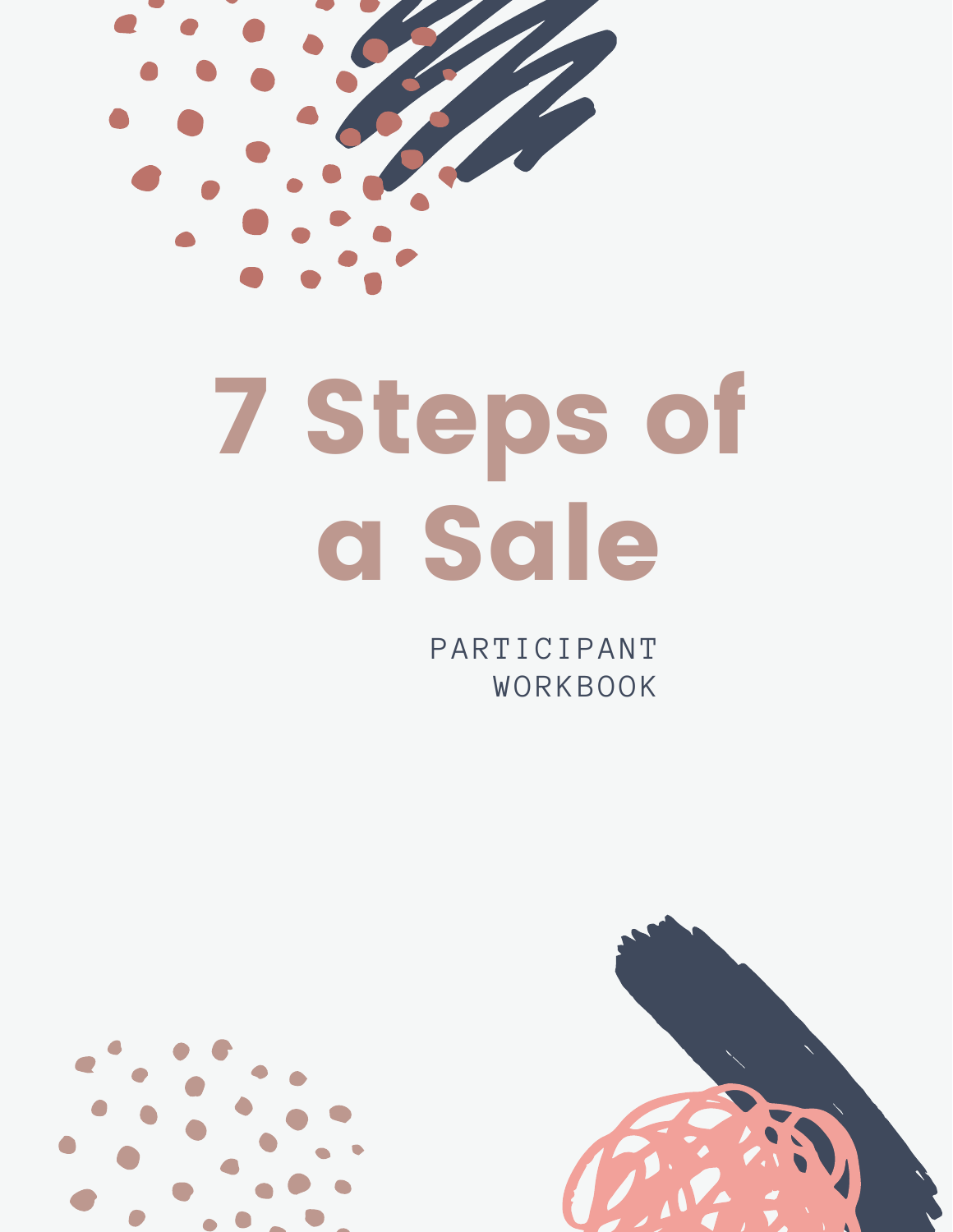# 7 Steps of a Sale

PARTICIPANT WORKBOOK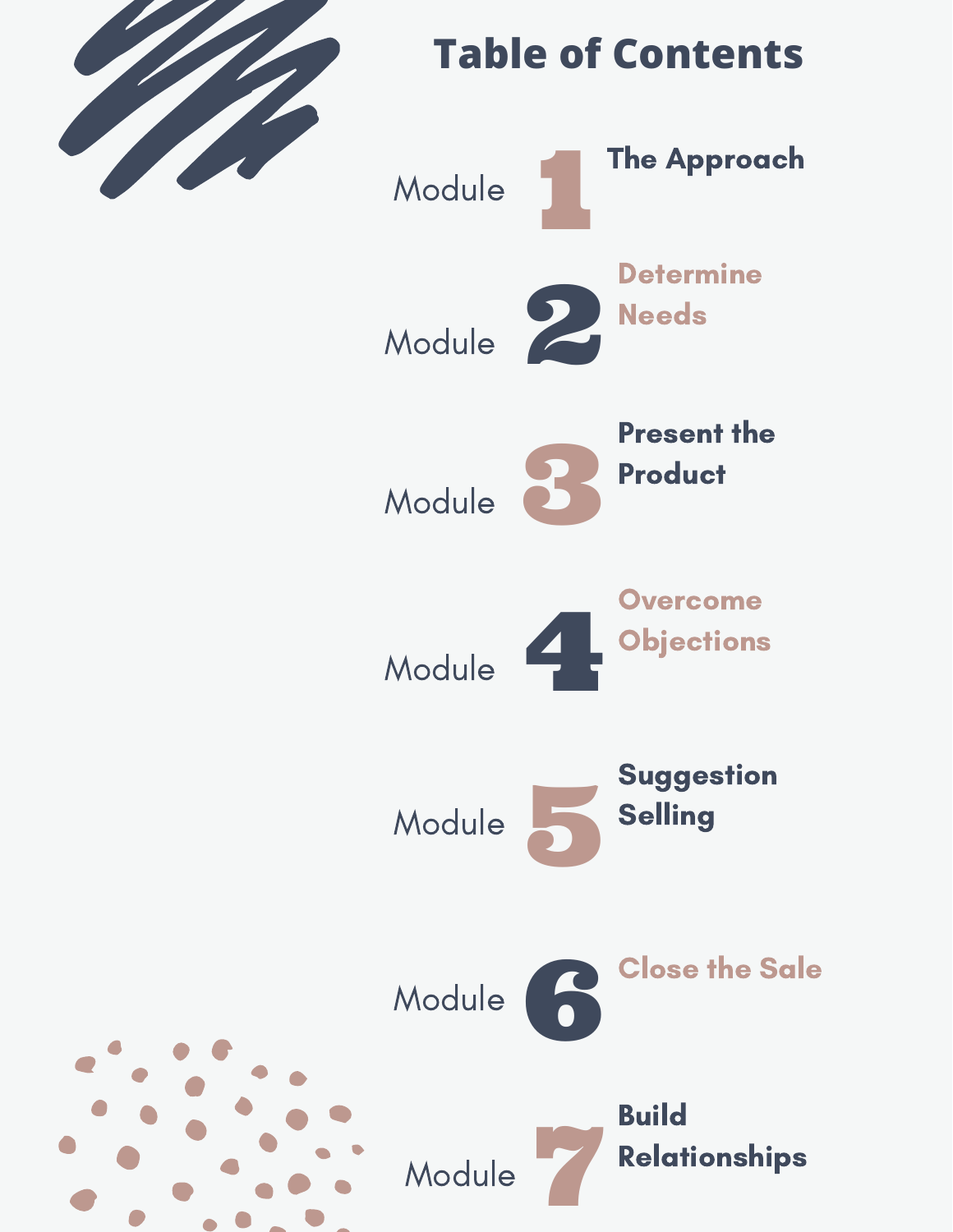# Table of Contents

- Module 1 **The Approach**
- Module 2 **Determine Needs**
- Module 3 **Present the Product**
- Module 4 **Overcome Objections**
- Module 5 **Suggestion Selling**
- Module 6 **Close the Sale**
- Module 7 **Build Relationships**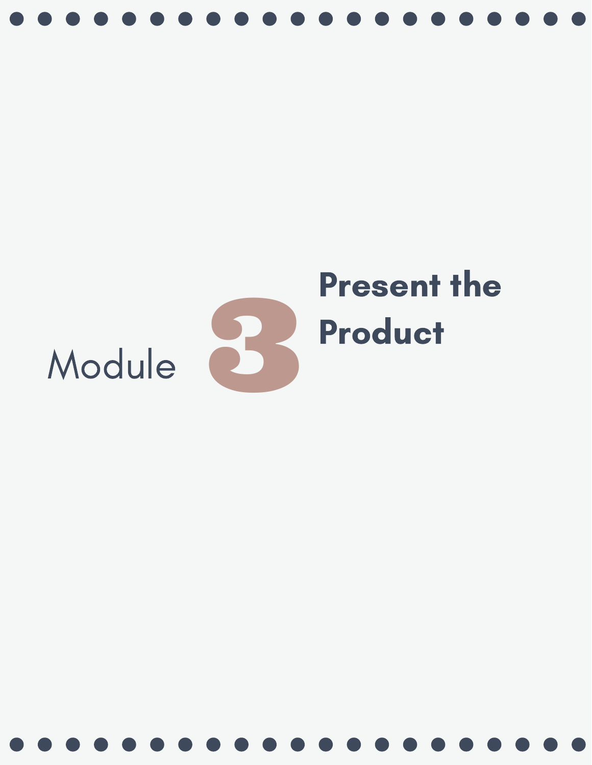# Module 3 Present the Product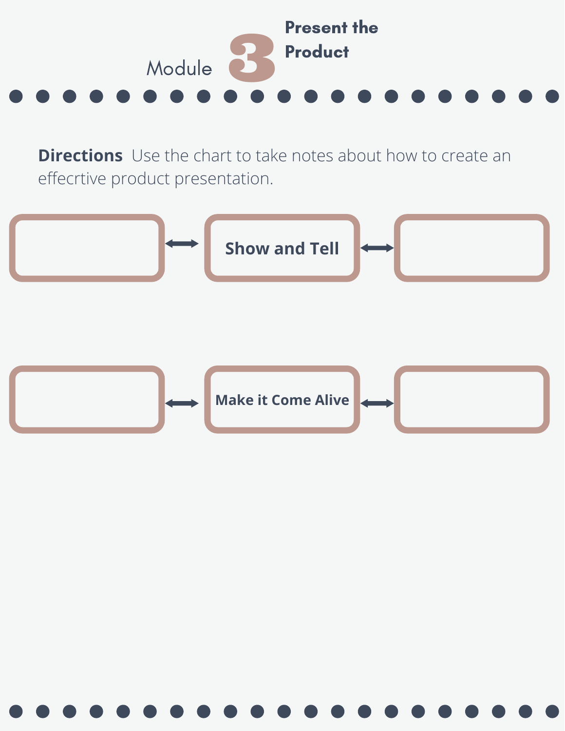# Module 3 Present the Product

**Directions** Use the chart to take notes about how to create an effecrtive product presentation.

| | | |
|---|---|---|
| | ↔ **Show and Tell** ↔ | |
| | ↔ **Make it Come Alive** ↔ | |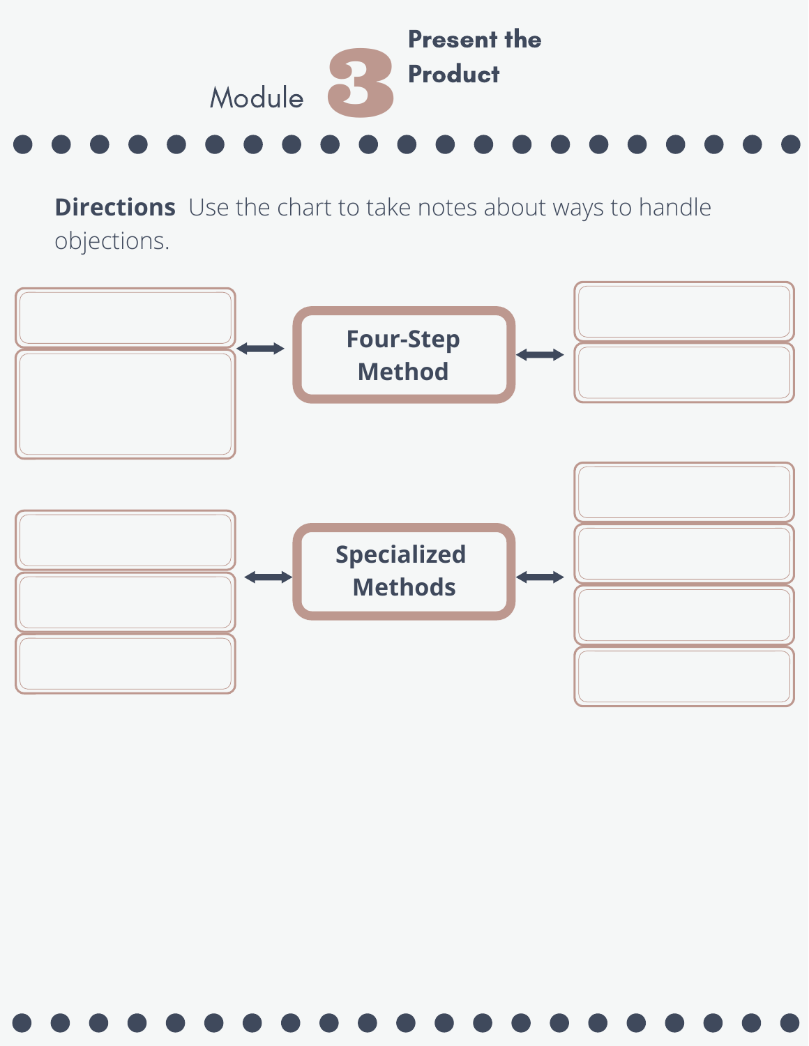# Module 3 Present the Product

**Directions** Use the chart to take notes about ways to handle objections.

**Four-Step Method**

**Specialized Methods**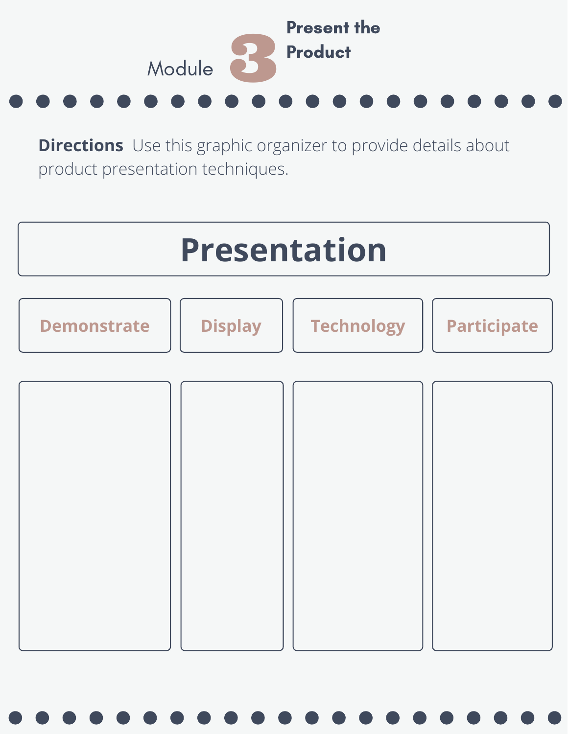# Module 3 Present the Product

**Directions** Use this graphic organizer to provide details about product presentation techniques.

## Presentation

| Demonstrate | Display | Technology | Participate |
| --- | --- | --- | --- |
| | | | |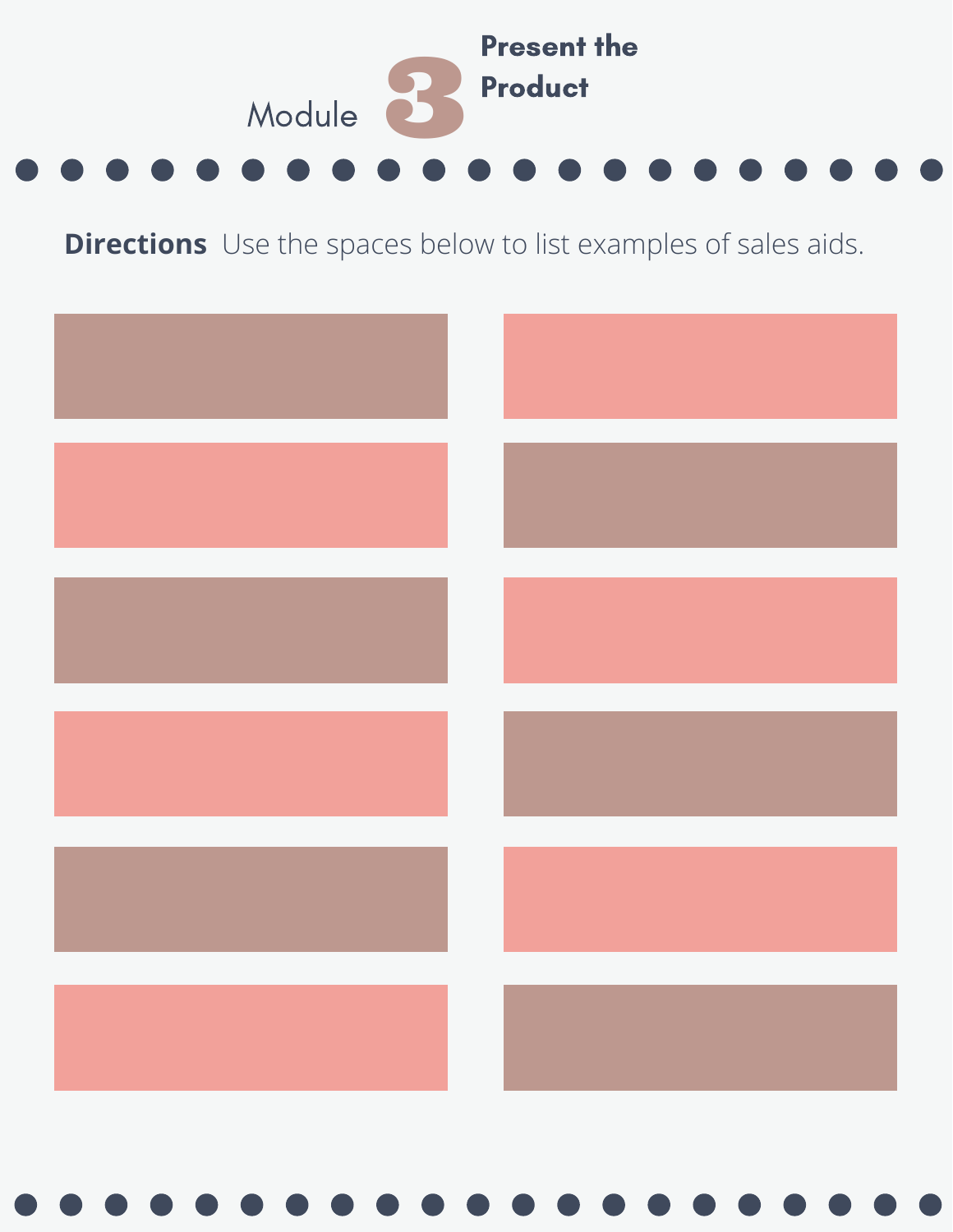# Module 3 Present the Product

**Directions** Use the spaces below to list examples of sales aids.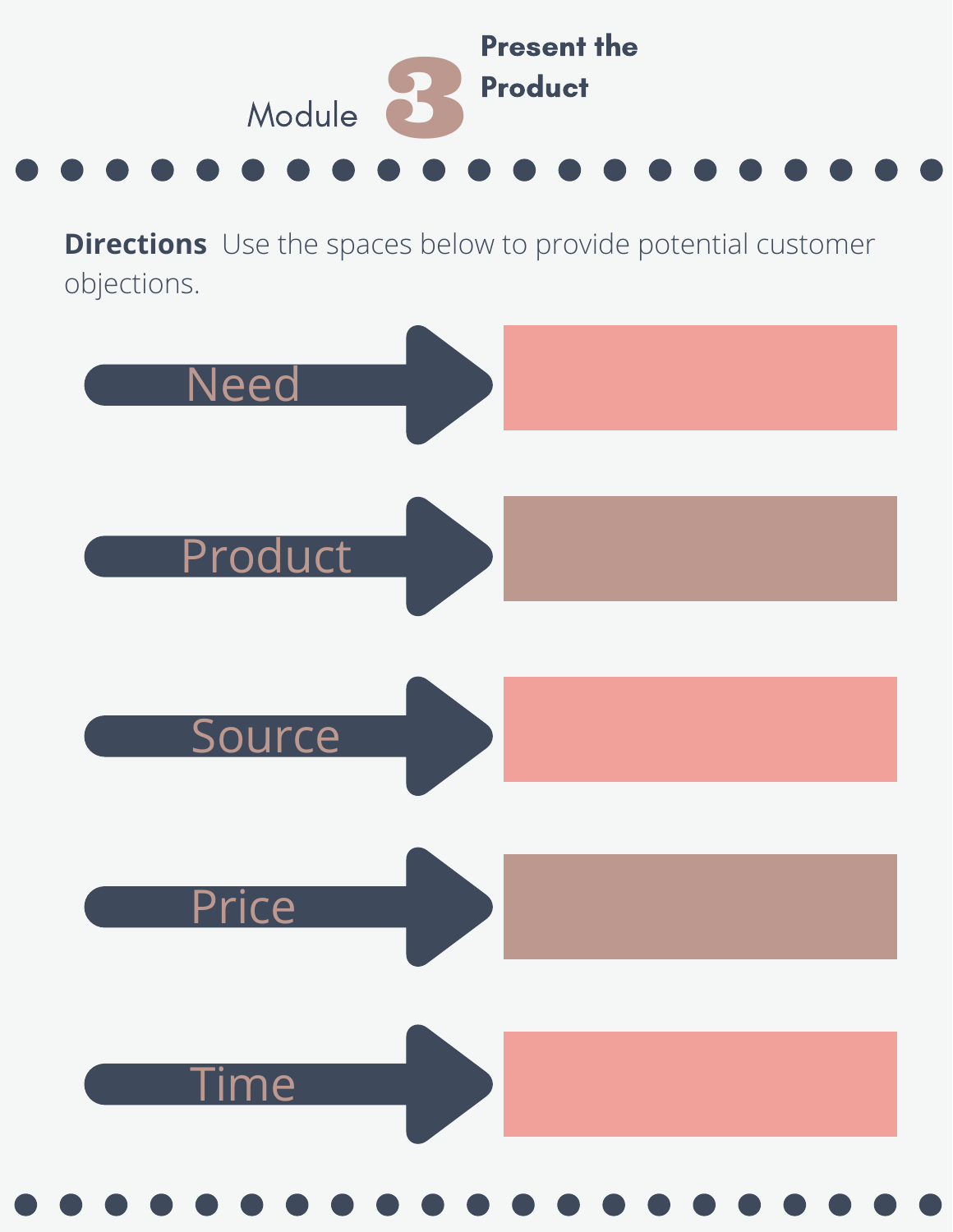# Module 3 Present the Product

**Directions** Use the spaces below to provide potential customer objections.

| Objection | Response |
|---|---|
| Need | |
| Product | |
| Source | |
| Price | |
| Time | |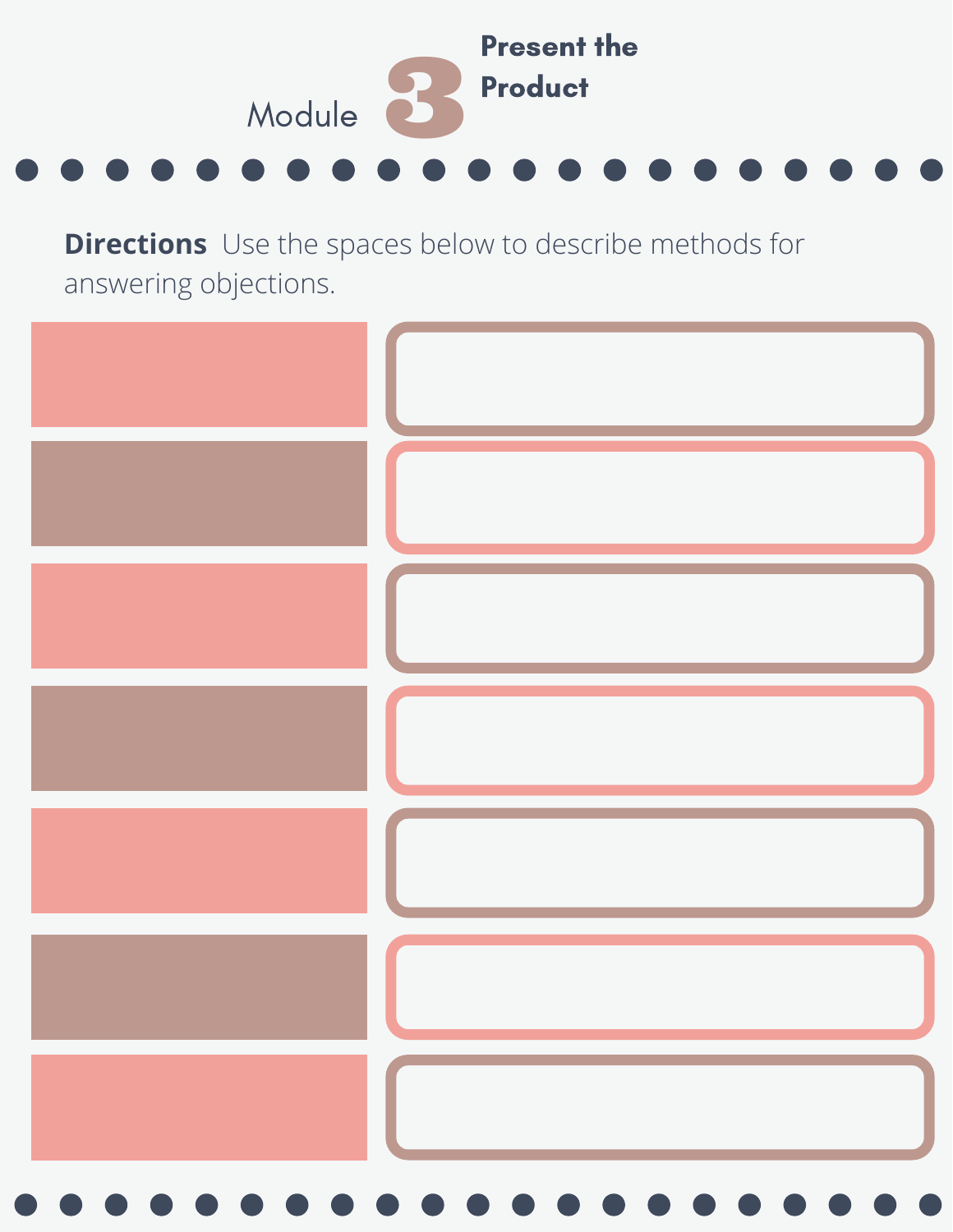# Module 3 Present the Product

**Directions** Use the spaces below to describe methods for answering objections.

| | |
|---|---|
| | |
| | |
| | |
| | |
| | |
| | |
| | |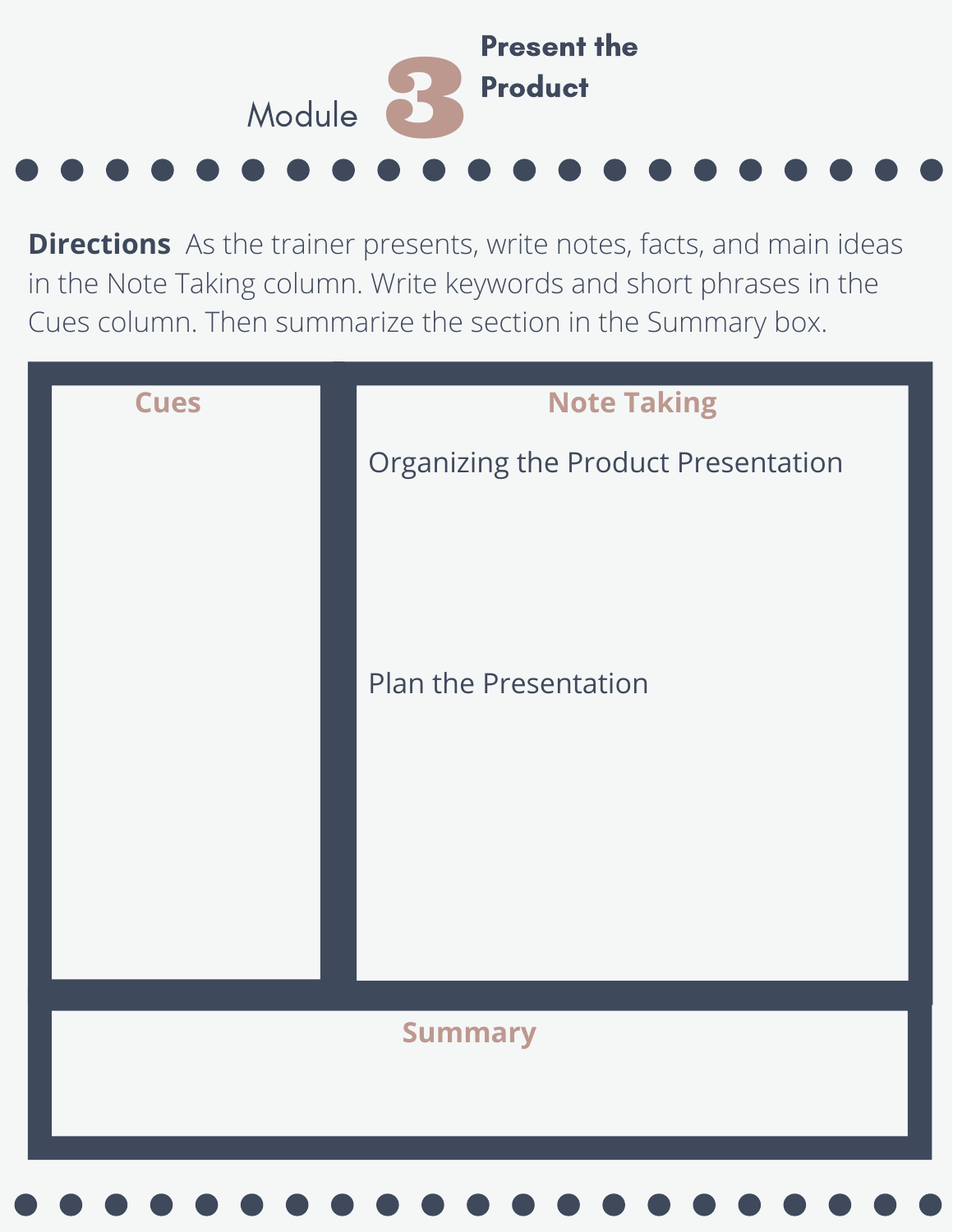# Module 3 Present the Product

**Directions** As the trainer presents, write notes, facts, and main ideas in the Note Taking column. Write keywords and short phrases in the Cues column. Then summarize the section in the Summary box.

| Cues | Note Taking |
| --- | --- |
| | Organizing the Product Presentation |
| | Plan the Presentation |

**Summary**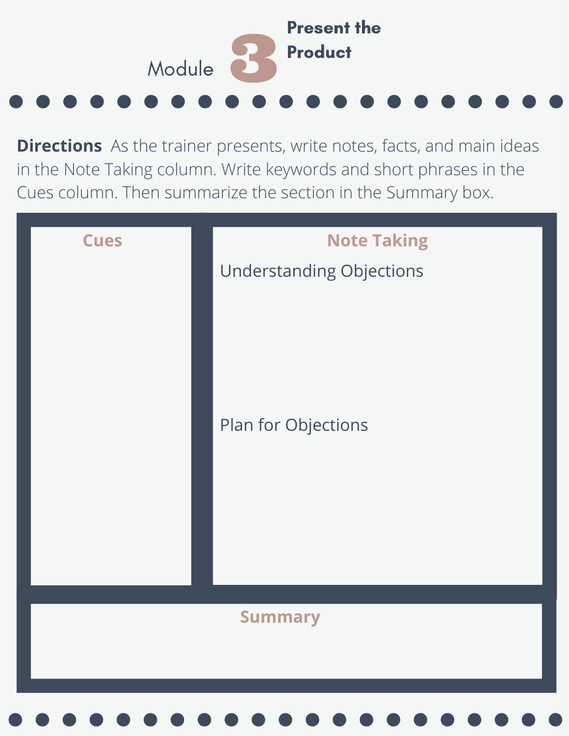# Module 3 Present the Product

**Directions** As the trainer presents, write notes, facts, and main ideas in the Note Taking column. Write keywords and short phrases in the Cues column. Then summarize the section in the Summary box.

| Cues | Note Taking |
| --- | --- |
| | Understanding Objections |
| | Plan for Objections |

**Summary**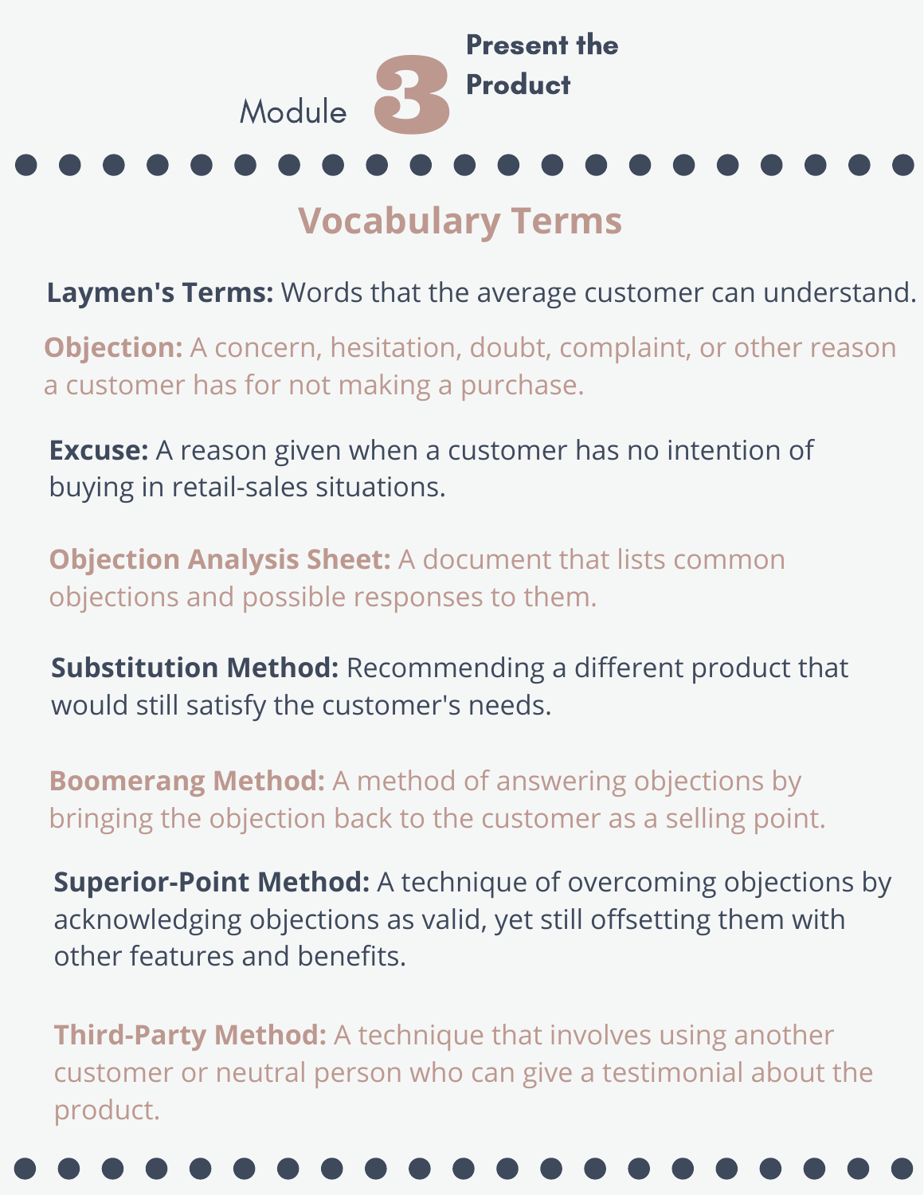# Module 3 Present the Product

## Vocabulary Terms

**Laymen's Terms:** Words that the average customer can understand.

**Objection:** A concern, hesitation, doubt, complaint, or other reason a customer has for not making a purchase.

**Excuse:** A reason given when a customer has no intention of buying in retail-sales situations.

**Objection Analysis Sheet:** A document that lists common objections and possible responses to them.

**Substitution Method:** Recommending a different product that would still satisfy the customer's needs.

**Boomerang Method:** A method of answering objections by bringing the objection back to the customer as a selling point.

**Superior-Point Method:** A technique of overcoming objections by acknowledging objections as valid, yet still offsetting them with other features and benefits.

**Third-Party Method:** A technique that involves using another customer or neutral person who can give a testimonial about the product.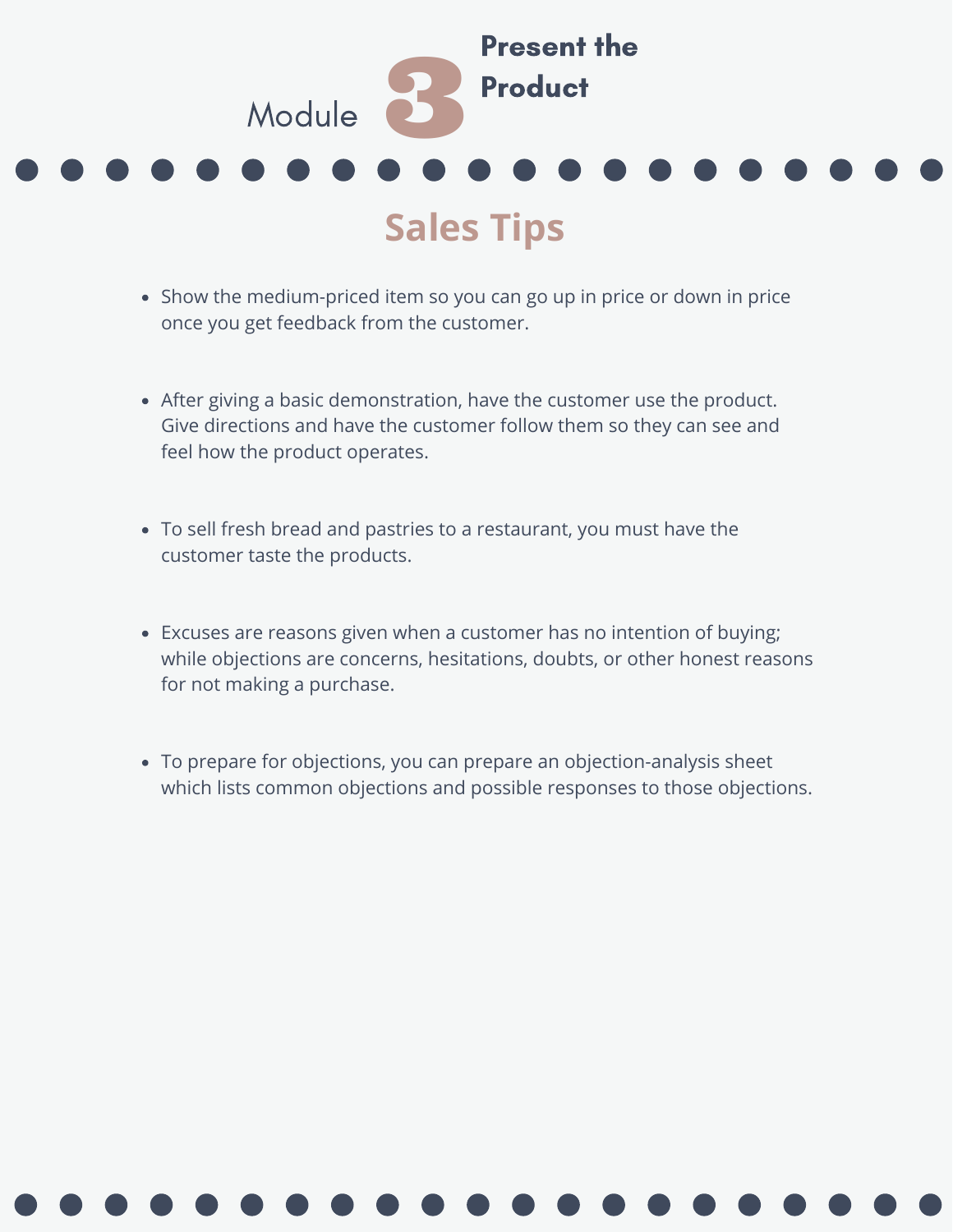# Module 3 Present the Product

## Sales Tips

- Show the medium-priced item so you can go up in price or down in price once you get feedback from the customer.
- After giving a basic demonstration, have the customer use the product. Give directions and have the customer follow them so they can see and feel how the product operates.
- To sell fresh bread and pastries to a restaurant, you must have the customer taste the products.
- Excuses are reasons given when a customer has no intention of buying; while objections are concerns, hesitations, doubts, or other honest reasons for not making a purchase.
- To prepare for objections, you can prepare an objection-analysis sheet which lists common objections and possible responses to those objections.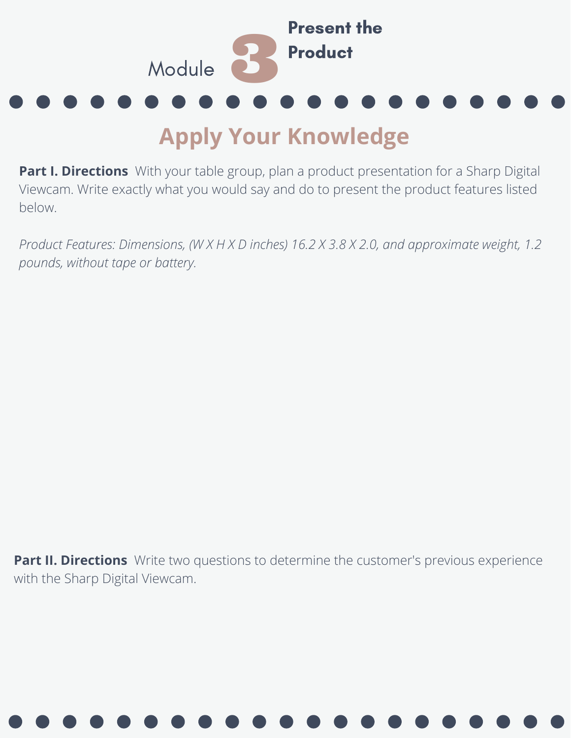Module **3** **Present the Product**

# Apply Your Knowledge

**Part I. Directions** With your table group, plan a product presentation for a Sharp Digital Viewcam. Write exactly what you would say and do to present the product features listed below.

*Product Features: Dimensions, (W X H X D inches) 16.2 X 3.8 X 2.0, and approximate weight, 1.2 pounds, without tape or battery.*

**Part II. Directions** Write two questions to determine the customer's previous experience with the Sharp Digital Viewcam.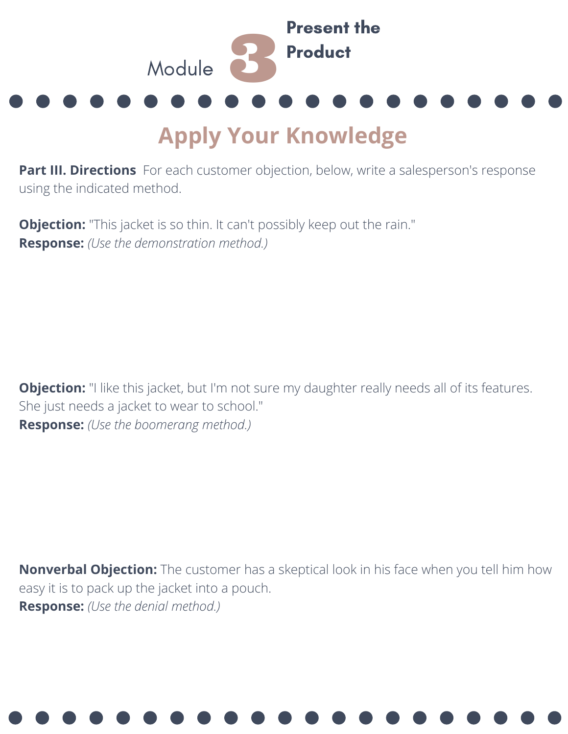Module **3** **Present the Product**

## Apply Your Knowledge

**Part III. Directions** For each customer objection, below, write a salesperson's response using the indicated method.

**Objection:** "This jacket is so thin. It can't possibly keep out the rain."
**Response:** *(Use the demonstration method.)*

**Objection:** "I like this jacket, but I'm not sure my daughter really needs all of its features. She just needs a jacket to wear to school."
**Response:** *(Use the boomerang method.)*

**Nonverbal Objection:** The customer has a skeptical look in his face when you tell him how easy it is to pack up the jacket into a pouch.
**Response:** *(Use the denial method.)*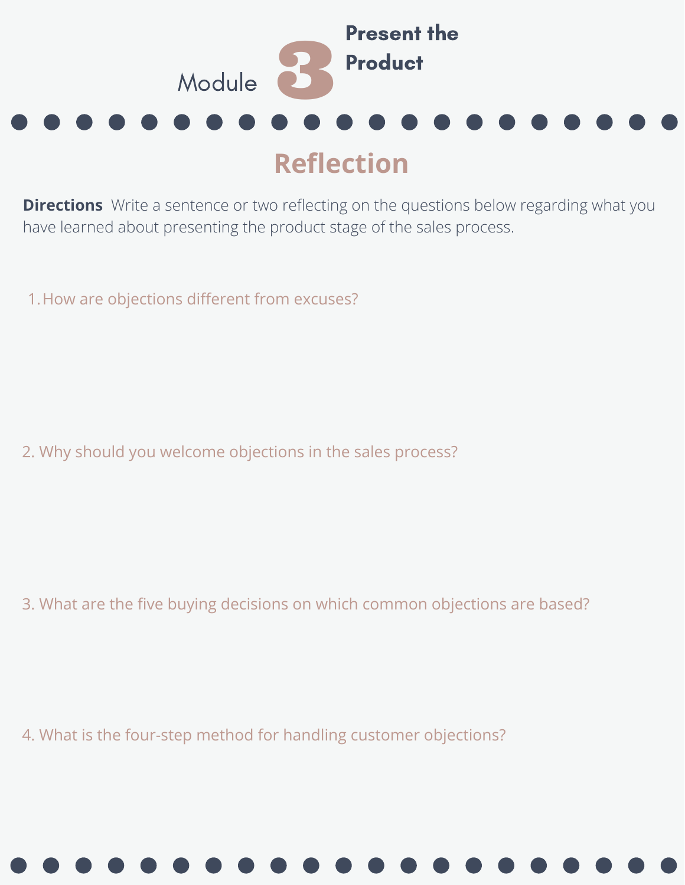# Module 3 Present the Product

## Reflection

**Directions** Write a sentence or two reflecting on the questions below regarding what you have learned about presenting the product stage of the sales process.

1. How are objections different from excuses?

2. Why should you welcome objections in the sales process?

3. What are the five buying decisions on which common objections are based?

4. What is the four-step method for handling customer objections?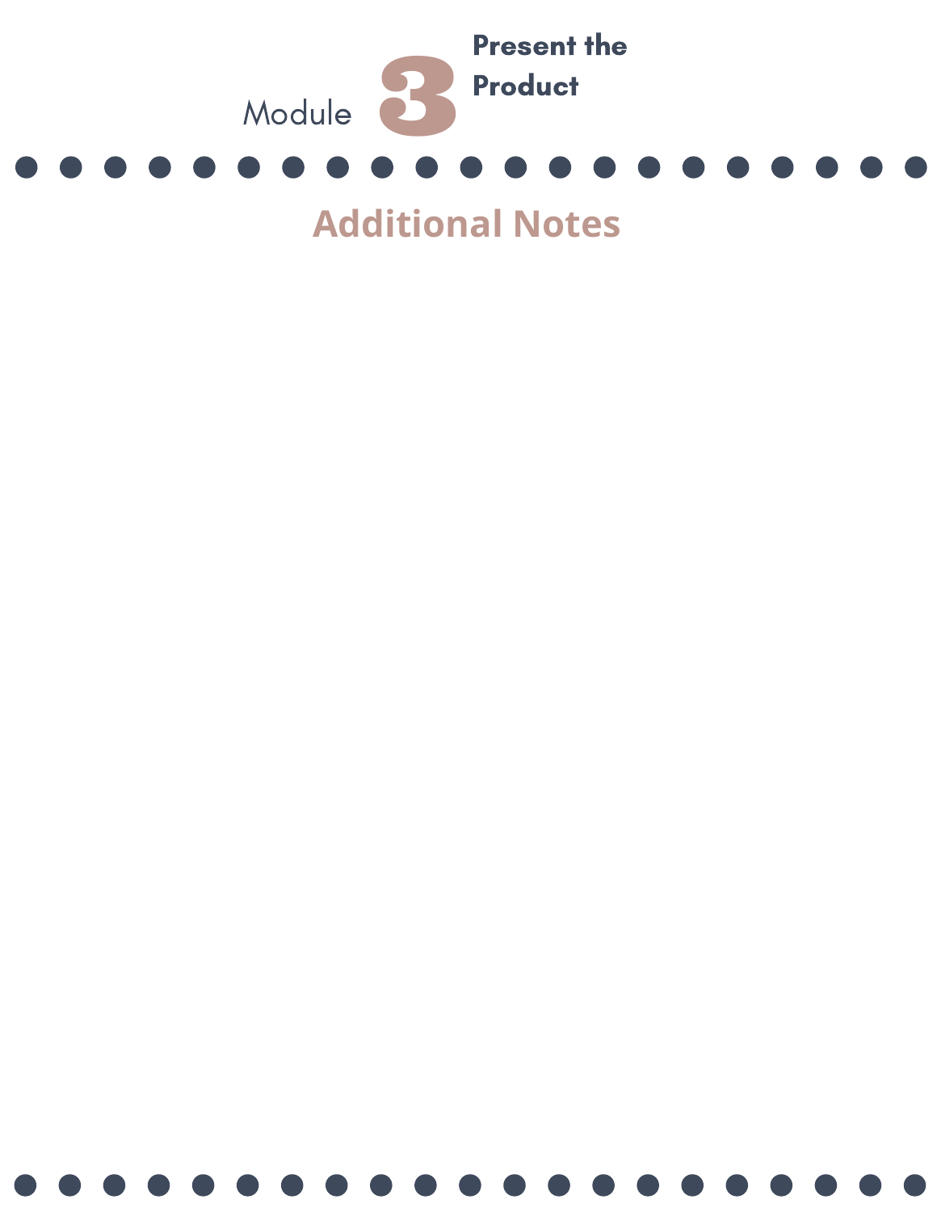Module 3 Present the Product

## Additional Notes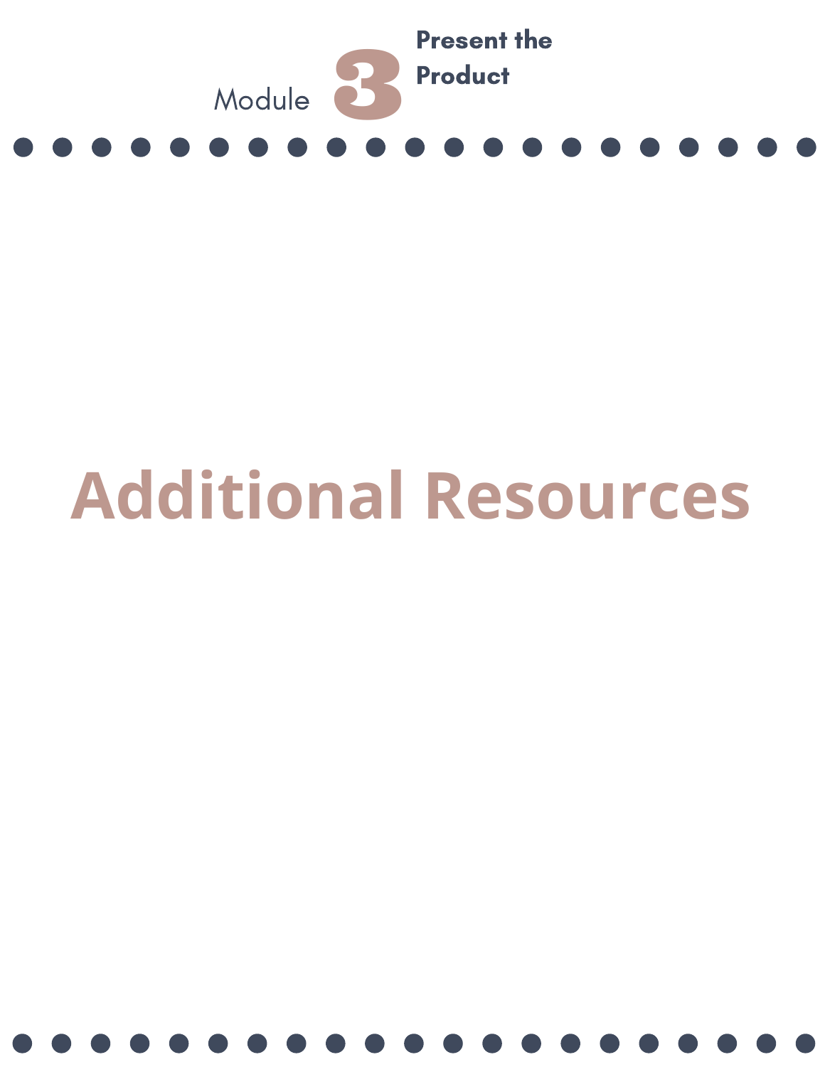Module 3 Present the Product

# Additional Resources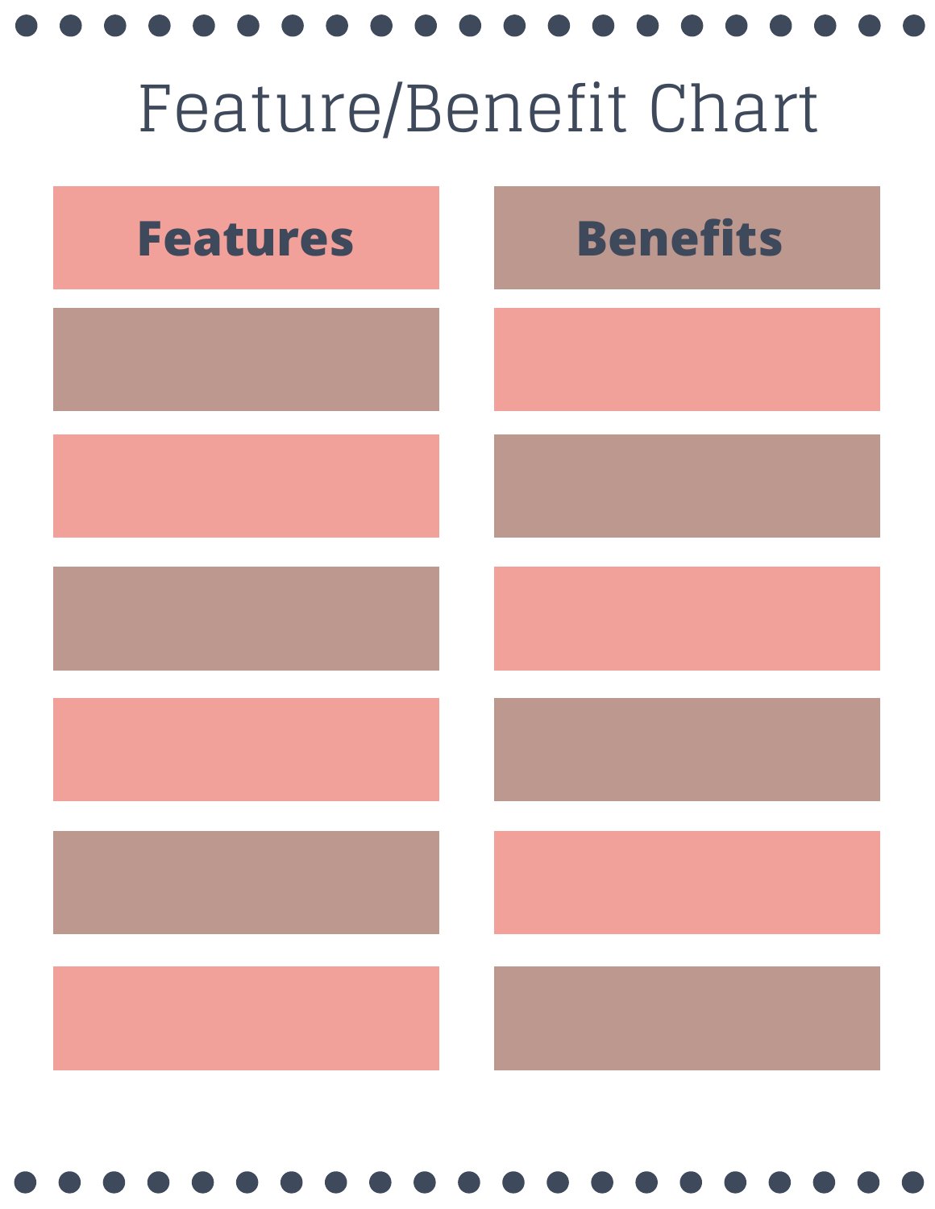# Feature/Benefit Chart

| Features | Benefits |
| --- | --- |
| | |
| | |
| | |
| | |
| | |
| | |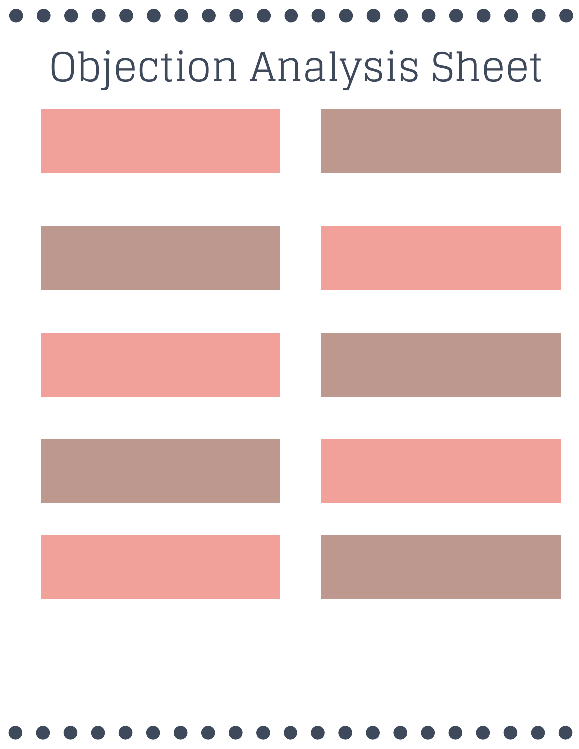# Objection Analysis Sheet